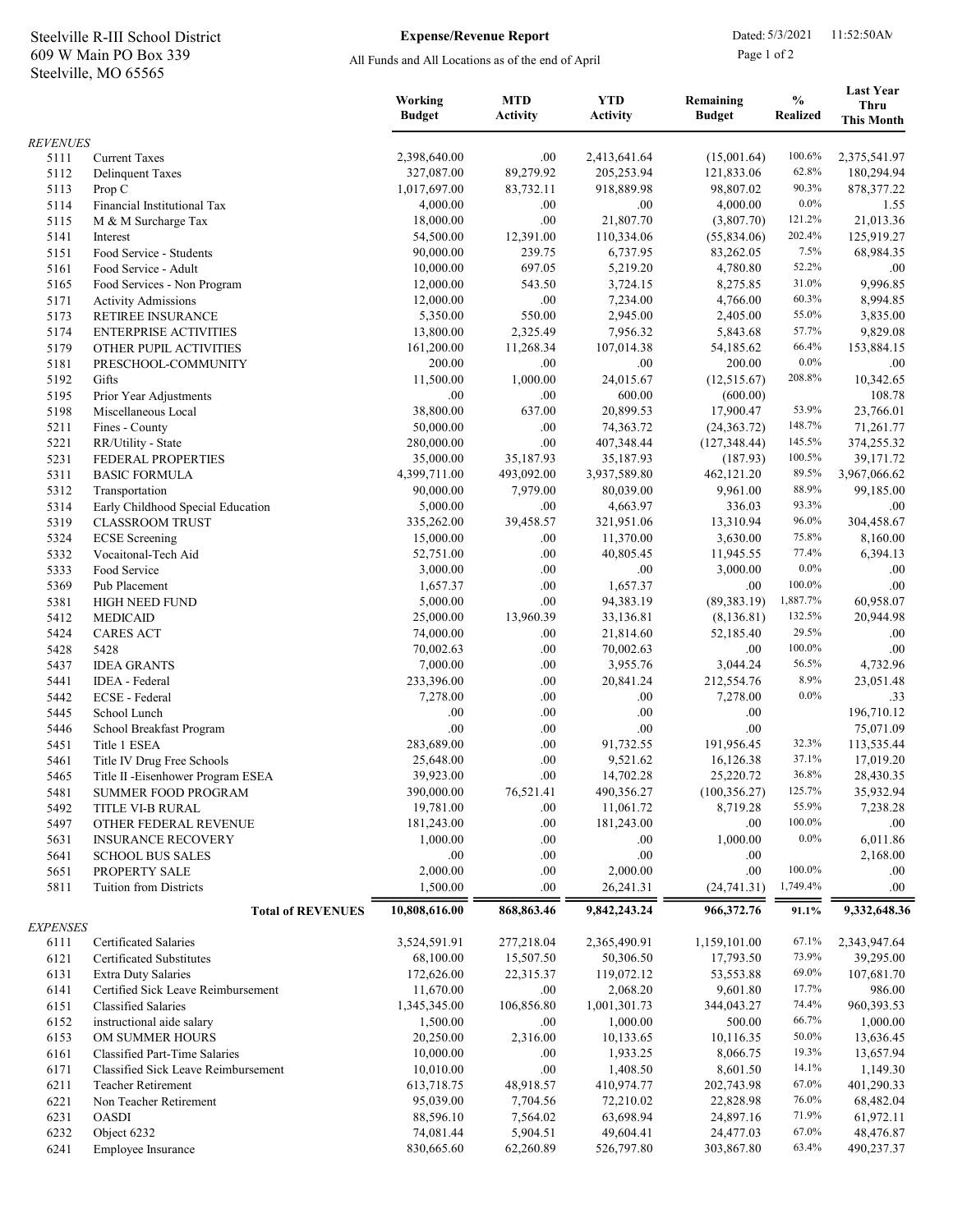Steelville R-III School District
609 W Main PO Box 339
Steelville, MO 65565

**Expense/Revenue Report**

All Funds and All Locations as of the end of April

Dated: 5/3/2021 11:52:50AM

| | | Working Budget | MTD Activity | YTD Activity | Remaining Budget | % Realized | Last Year Thru This Month |
|---|---|---|---|---|---|---|---|
| *REVENUES* | | | | | | | |
| 5111 | Current Taxes | 2,398,640.00 | .00 | 2,413,641.64 | (15,001.64) | 100.6% | 2,375,541.97 |
| 5112 | Delinquent Taxes | 327,087.00 | 89,279.92 | 205,253.94 | 121,833.06 | 62.8% | 180,294.94 |
| 5113 | Prop C | 1,017,697.00 | 83,732.11 | 918,889.98 | 98,807.02 | 90.3% | 878,377.22 |
| 5114 | Financial Institutional Tax | 4,000.00 | .00 | .00 | 4,000.00 | 0.0% | 1.55 |
| 5115 | M & M Surcharge Tax | 18,000.00 | .00 | 21,807.70 | (3,807.70) | 121.2% | 21,013.36 |
| 5141 | Interest | 54,500.00 | 12,391.00 | 110,334.06 | (55,834.06) | 202.4% | 125,919.27 |
| 5151 | Food Service - Students | 90,000.00 | 239.75 | 6,737.95 | 83,262.05 | 7.5% | 68,984.35 |
| 5161 | Food Service - Adult | 10,000.00 | 697.05 | 5,219.20 | 4,780.80 | 52.2% | .00 |
| 5165 | Food Services - Non Program | 12,000.00 | 543.50 | 3,724.15 | 8,275.85 | 31.0% | 9,996.85 |
| 5171 | Activity Admissions | 12,000.00 | .00 | 7,234.00 | 4,766.00 | 60.3% | 8,994.85 |
| 5173 | RETIREE INSURANCE | 5,350.00 | 550.00 | 2,945.00 | 2,405.00 | 55.0% | 3,835.00 |
| 5174 | ENTERPRISE ACTIVITIES | 13,800.00 | 2,325.49 | 7,956.32 | 5,843.68 | 57.7% | 9,829.08 |
| 5179 | OTHER PUPIL ACTIVITIES | 161,200.00 | 11,268.34 | 107,014.38 | 54,185.62 | 66.4% | 153,884.15 |
| 5181 | PRESCHOOL-COMMUNITY | 200.00 | .00 | .00 | 200.00 | 0.0% | .00 |
| 5192 | Gifts | 11,500.00 | 1,000.00 | 24,015.67 | (12,515.67) | 208.8% | 10,342.65 |
| 5195 | Prior Year Adjustments | .00 | .00 | 600.00 | (600.00) | | 108.78 |
| 5198 | Miscellaneous Local | 38,800.00 | 637.00 | 20,899.53 | 17,900.47 | 53.9% | 23,766.01 |
| 5211 | Fines - County | 50,000.00 | .00 | 74,363.72 | (24,363.72) | 148.7% | 71,261.77 |
| 5221 | RR/Utility - State | 280,000.00 | .00 | 407,348.44 | (127,348.44) | 145.5% | 374,255.32 |
| 5231 | FEDERAL PROPERTIES | 35,000.00 | 35,187.93 | 35,187.93 | (187.93) | 100.5% | 39,171.72 |
| 5311 | BASIC FORMULA | 4,399,711.00 | 493,092.00 | 3,937,589.80 | 462,121.20 | 89.5% | 3,967,066.62 |
| 5312 | Transportation | 90,000.00 | 7,979.00 | 80,039.00 | 9,961.00 | 88.9% | 99,185.00 |
| 5314 | Early Childhood Special Education | 5,000.00 | .00 | 4,663.97 | 336.03 | 93.3% | .00 |
| 5319 | CLASSROOM TRUST | 335,262.00 | 39,458.57 | 321,951.06 | 13,310.94 | 96.0% | 304,458.67 |
| 5324 | ECSE Screening | 15,000.00 | .00 | 11,370.00 | 3,630.00 | 75.8% | 8,160.00 |
| 5332 | Vocaitonal-Tech Aid | 52,751.00 | .00 | 40,805.45 | 11,945.55 | 77.4% | 6,394.13 |
| 5333 | Food Service | 3,000.00 | .00 | .00 | 3,000.00 | 0.0% | .00 |
| 5369 | Pub Placement | 1,657.37 | .00 | 1,657.37 | .00 | 100.0% | .00 |
| 5381 | HIGH NEED FUND | 5,000.00 | .00 | 94,383.19 | (89,383.19) | 1,887.7% | 60,958.07 |
| 5412 | MEDICAID | 25,000.00 | 13,960.39 | 33,136.81 | (8,136.81) | 132.5% | 20,944.98 |
| 5424 | CARES ACT | 74,000.00 | .00 | 21,814.60 | 52,185.40 | 29.5% | .00 |
| 5428 | 5428 | 70,002.63 | .00 | 70,002.63 | .00 | 100.0% | .00 |
| 5437 | IDEA GRANTS | 7,000.00 | .00 | 3,955.76 | 3,044.24 | 56.5% | 4,732.96 |
| 5441 | IDEA - Federal | 233,396.00 | .00 | 20,841.24 | 212,554.76 | 8.9% | 23,051.48 |
| 5442 | ECSE - Federal | 7,278.00 | .00 | .00 | 7,278.00 | 0.0% | .33 |
| 5445 | School Lunch | .00 | .00 | .00 | .00 | | 196,710.12 |
| 5446 | School Breakfast Program | .00 | .00 | .00 | .00 | | 75,071.09 |
| 5451 | Title 1 ESEA | 283,689.00 | .00 | 91,732.55 | 191,956.45 | 32.3% | 113,535.44 |
| 5461 | Title IV Drug Free Schools | 25,648.00 | .00 | 9,521.62 | 16,126.38 | 37.1% | 17,019.20 |
| 5465 | Title II -Eisenhower Program ESEA | 39,923.00 | .00 | 14,702.28 | 25,220.72 | 36.8% | 28,430.35 |
| 5481 | SUMMER FOOD PROGRAM | 390,000.00 | 76,521.41 | 490,356.27 | (100,356.27) | 125.7% | 35,932.94 |
| 5492 | TITLE VI-B RURAL | 19,781.00 | .00 | 11,061.72 | 8,719.28 | 55.9% | 7,238.28 |
| 5497 | OTHER FEDERAL REVENUE | 181,243.00 | .00 | 181,243.00 | .00 | 100.0% | .00 |
| 5631 | INSURANCE RECOVERY | 1,000.00 | .00 | .00 | 1,000.00 | 0.0% | 6,011.86 |
| 5641 | SCHOOL BUS SALES | .00 | .00 | .00 | .00 | | 2,168.00 |
| 5651 | PROPERTY SALE | 2,000.00 | .00 | 2,000.00 | .00 | 100.0% | .00 |
| 5811 | Tuition from Districts | 1,500.00 | .00 | 26,241.31 | (24,741.31) | 1,749.4% | .00 |
| | **Total of REVENUES** | **10,808,616.00** | **868,863.46** | **9,842,243.24** | **966,372.76** | **91.1%** | **9,332,648.36** |
| *EXPENSES* | | | | | | | |
| 6111 | Certificated Salaries | 3,524,591.91 | 277,218.04 | 2,365,490.91 | 1,159,101.00 | 67.1% | 2,343,947.64 |
| 6121 | Certificated Substitutes | 68,100.00 | 15,507.50 | 50,306.50 | 17,793.50 | 73.9% | 39,295.00 |
| 6131 | Extra Duty Salaries | 172,626.00 | 22,315.37 | 119,072.12 | 53,553.88 | 69.0% | 107,681.70 |
| 6141 | Certified Sick Leave Reimbursement | 11,670.00 | .00 | 2,068.20 | 9,601.80 | 17.7% | 986.00 |
| 6151 | Classified Salaries | 1,345,345.00 | 106,856.80 | 1,001,301.73 | 344,043.27 | 74.4% | 960,393.53 |
| 6152 | instructional aide salary | 1,500.00 | .00 | 1,000.00 | 500.00 | 66.7% | 1,000.00 |
| 6153 | OM SUMMER HOURS | 20,250.00 | 2,316.00 | 10,133.65 | 10,116.35 | 50.0% | 13,636.45 |
| 6161 | Classified Part-Time Salaries | 10,000.00 | .00 | 1,933.25 | 8,066.75 | 19.3% | 13,657.94 |
| 6171 | Classified Sick Leave Reimbursement | 10,010.00 | .00 | 1,408.50 | 8,601.50 | 14.1% | 1,149.30 |
| 6211 | Teacher Retirement | 613,718.75 | 48,918.57 | 410,974.77 | 202,743.98 | 67.0% | 401,290.33 |
| 6221 | Non Teacher Retirement | 95,039.00 | 7,704.56 | 72,210.02 | 22,828.98 | 76.0% | 68,482.04 |
| 6231 | OASDI | 88,596.10 | 7,564.02 | 63,698.94 | 24,897.16 | 71.9% | 61,972.11 |
| 6232 | Object 6232 | 74,081.44 | 5,904.51 | 49,604.41 | 24,477.03 | 67.0% | 48,476.87 |
| 6241 | Employee Insurance | 830,665.60 | 62,260.89 | 526,797.80 | 303,867.80 | 63.4% | 490,237.37 |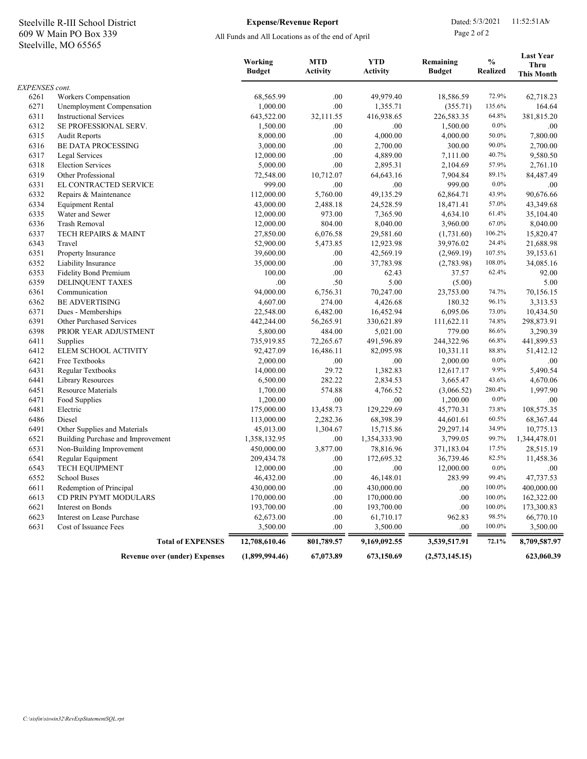Steelville R-III School District
609 W Main PO Box 339
Steelville, MO 65565

**Expense/Revenue Report**

All Funds and All Locations as of the end of April

Dated: 5/3/2021 11:52:51AM

| | | Working Budget | MTD Activity | YTD Activity | Remaining Budget | % Realized | Last Year Thru This Month |
|---|---|---|---|---|---|---|---|
| *EXPENSES cont.* | | | | | | | |
| 6261 | Workers Compensation | 68,565.99 | .00 | 49,979.40 | 18,586.59 | 72.9% | 62,718.23 |
| 6271 | Unemployment Compensation | 1,000.00 | .00 | 1,355.71 | (355.71) | 135.6% | 164.64 |
| 6311 | Instructional Services | 643,522.00 | 32,111.55 | 416,938.65 | 226,583.35 | 64.8% | 381,815.20 |
| 6312 | SE PROFESSIONAL SERV. | 1,500.00 | .00 | .00 | 1,500.00 | 0.0% | .00 |
| 6315 | Audit Reports | 8,000.00 | .00 | 4,000.00 | 4,000.00 | 50.0% | 7,800.00 |
| 6316 | BE DATA PROCESSING | 3,000.00 | .00 | 2,700.00 | 300.00 | 90.0% | 2,700.00 |
| 6317 | Legal Services | 12,000.00 | .00 | 4,889.00 | 7,111.00 | 40.7% | 9,580.50 |
| 6318 | Election Services | 5,000.00 | .00 | 2,895.31 | 2,104.69 | 57.9% | 2,761.10 |
| 6319 | Other Professional | 72,548.00 | 10,712.07 | 64,643.16 | 7,904.84 | 89.1% | 84,487.49 |
| 6331 | EL CONTRACTED SERVICE | 999.00 | .00 | .00 | 999.00 | 0.0% | .00 |
| 6332 | Repairs & Maintenance | 112,000.00 | 5,760.00 | 49,135.29 | 62,864.71 | 43.9% | 90,676.66 |
| 6334 | Equipment Rental | 43,000.00 | 2,488.18 | 24,528.59 | 18,471.41 | 57.0% | 43,349.68 |
| 6335 | Water and Sewer | 12,000.00 | 973.00 | 7,365.90 | 4,634.10 | 61.4% | 35,104.40 |
| 6336 | Trash Removal | 12,000.00 | 804.00 | 8,040.00 | 3,960.00 | 67.0% | 8,040.00 |
| 6337 | TECH REPAIRS & MAINT | 27,850.00 | 6,076.58 | 29,581.60 | (1,731.60) | 106.2% | 15,820.47 |
| 6343 | Travel | 52,900.00 | 5,473.85 | 12,923.98 | 39,976.02 | 24.4% | 21,688.98 |
| 6351 | Property Insurance | 39,600.00 | .00 | 42,569.19 | (2,969.19) | 107.5% | 39,153.61 |
| 6352 | Liability Insurance | 35,000.00 | .00 | 37,783.98 | (2,783.98) | 108.0% | 34,085.16 |
| 6353 | Fidelity Bond Premium | 100.00 | .00 | 62.43 | 37.57 | 62.4% | 92.00 |
| 6359 | DELINQUENT TAXES | .00 | .50 | 5.00 | (5.00) | | 5.00 |
| 6361 | Communication | 94,000.00 | 6,756.31 | 70,247.00 | 23,753.00 | 74.7% | 70,156.15 |
| 6362 | BE ADVERTISING | 4,607.00 | 274.00 | 4,426.68 | 180.32 | 96.1% | 3,313.53 |
| 6371 | Dues - Memberships | 22,548.00 | 6,482.00 | 16,452.94 | 6,095.06 | 73.0% | 10,434.50 |
| 6391 | Other Purchased Services | 442,244.00 | 56,265.91 | 330,621.89 | 111,622.11 | 74.8% | 298,873.91 |
| 6398 | PRIOR YEAR ADJUSTMENT | 5,800.00 | 484.00 | 5,021.00 | 779.00 | 86.6% | 3,290.39 |
| 6411 | Supplies | 735,919.85 | 72,265.67 | 491,596.89 | 244,322.96 | 66.8% | 441,899.53 |
| 6412 | ELEM SCHOOL ACTIVITY | 92,427.09 | 16,486.11 | 82,095.98 | 10,331.11 | 88.8% | 51,412.12 |
| 6421 | Free Textbooks | 2,000.00 | .00 | .00 | 2,000.00 | 0.0% | .00 |
| 6431 | Regular Textbooks | 14,000.00 | 29.72 | 1,382.83 | 12,617.17 | 9.9% | 5,490.54 |
| 6441 | Library Resources | 6,500.00 | 282.22 | 2,834.53 | 3,665.47 | 43.6% | 4,670.06 |
| 6451 | Resource Materials | 1,700.00 | 574.88 | 4,766.52 | (3,066.52) | 280.4% | 1,997.90 |
| 6471 | Food Supplies | 1,200.00 | .00 | .00 | 1,200.00 | 0.0% | .00 |
| 6481 | Electric | 175,000.00 | 13,458.73 | 129,229.69 | 45,770.31 | 73.8% | 108,575.35 |
| 6486 | Diesel | 113,000.00 | 2,282.36 | 68,398.39 | 44,601.61 | 60.5% | 68,367.44 |
| 6491 | Other Supplies and Materials | 45,013.00 | 1,304.67 | 15,715.86 | 29,297.14 | 34.9% | 10,775.13 |
| 6521 | Building Purchase and Improvement | 1,358,132.95 | .00 | 1,354,333.90 | 3,799.05 | 99.7% | 1,344,478.01 |
| 6531 | Non-Building Improvement | 450,000.00 | 3,877.00 | 78,816.96 | 371,183.04 | 17.5% | 28,515.19 |
| 6541 | Regular Equipment | 209,434.78 | .00 | 172,695.32 | 36,739.46 | 82.5% | 11,458.36 |
| 6543 | TECH EQUIPMENT | 12,000.00 | .00 | .00 | 12,000.00 | 0.0% | .00 |
| 6552 | School Buses | 46,432.00 | .00 | 46,148.01 | 283.99 | 99.4% | 47,737.53 |
| 6611 | Redemption of Principal | 430,000.00 | .00 | 430,000.00 | .00 | 100.0% | 400,000.00 |
| 6613 | CD PRIN PYMT MODULARS | 170,000.00 | .00 | 170,000.00 | .00 | 100.0% | 162,322.00 |
| 6621 | Interest on Bonds | 193,700.00 | .00 | 193,700.00 | .00 | 100.0% | 173,300.83 |
| 6623 | Interest on Lease Purchase | 62,673.00 | .00 | 61,710.17 | 962.83 | 98.5% | 66,770.10 |
| 6631 | Cost of Issuance Fees | 3,500.00 | .00 | 3,500.00 | .00 | 100.0% | 3,500.00 |
| | **Total of EXPENSES** | **12,708,610.46** | **801,789.57** | **9,169,092.55** | **3,539,517.91** | **72.1%** | **8,709,587.97** |
| | **Revenue over (under) Expenses** | **(1,899,994.46)** | **67,073.89** | **673,150.69** | **(2,573,145.15)** | | **623,060.39** |

*C:\sisfin\siswin32\RevExpStatementSQL.rpt*